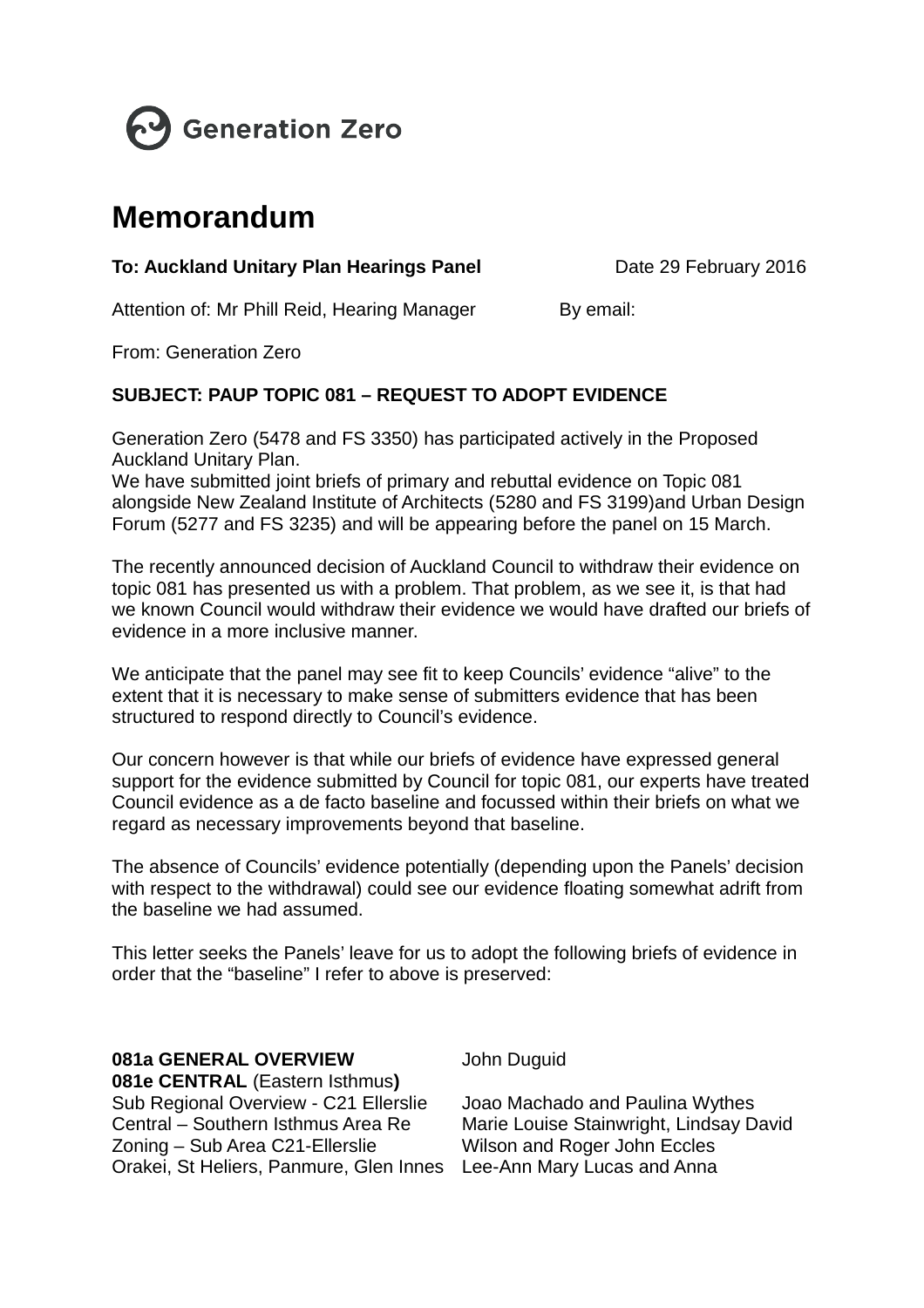Generation Zero

# Memorandum

**To: Auckland Unitary Plan Hearings Panel** Date 29 February 2016

Attention of: Mr Phill Reid, Hearing Manager By email:

From: Generation Zero

**SUBJECT: PAUP TOPIC 081 – REQUEST TO ADOPT EVIDENCE**

Generation Zero (5478 and FS 3350) has participated actively in the Proposed Auckland Unitary Plan.
We have submitted joint briefs of primary and rebuttal evidence on Topic 081 alongside New Zealand Institute of Architects (5280 and FS 3199)and Urban Design Forum (5277 and FS 3235) and will be appearing before the panel on 15 March.

The recently announced decision of Auckland Council to withdraw their evidence on topic 081 has presented us with a problem. That problem, as we see it, is that had we known Council would withdraw their evidence we would have drafted our briefs of evidence in a more inclusive manner.

We anticipate that the panel may see fit to keep Councils' evidence "alive" to the extent that it is necessary to make sense of submitters evidence that has been structured to respond directly to Council's evidence.

Our concern however is that while our briefs of evidence have expressed general support for the evidence submitted by Council for topic 081, our experts have treated Council evidence as a de facto baseline and focussed within their briefs on what we regard as necessary improvements beyond that baseline.

The absence of Councils' evidence potentially (depending upon the Panels' decision with respect to the withdrawal) could see our evidence floating somewhat adrift from the baseline we had assumed.

This letter seeks the Panels' leave for us to adopt the following briefs of evidence in order that the "baseline" I refer to above is preserved:

| | |
|---|---|
| **081a GENERAL OVERVIEW** | John Duguid |
| **081e CENTRAL** (Eastern Isthmus**)** | |
| Sub Regional Overview - C21 Ellerslie | Joao Machado and Paulina Wythes |
| Central – Southern Isthmus Area Re Zoning – Sub Area C21-Ellerslie | Marie Louise Stainwright, Lindsay David Wilson and Roger John Eccles |
| Orakei, St Heliers, Panmure, Glen Innes | Lee-Ann Mary Lucas and Anna |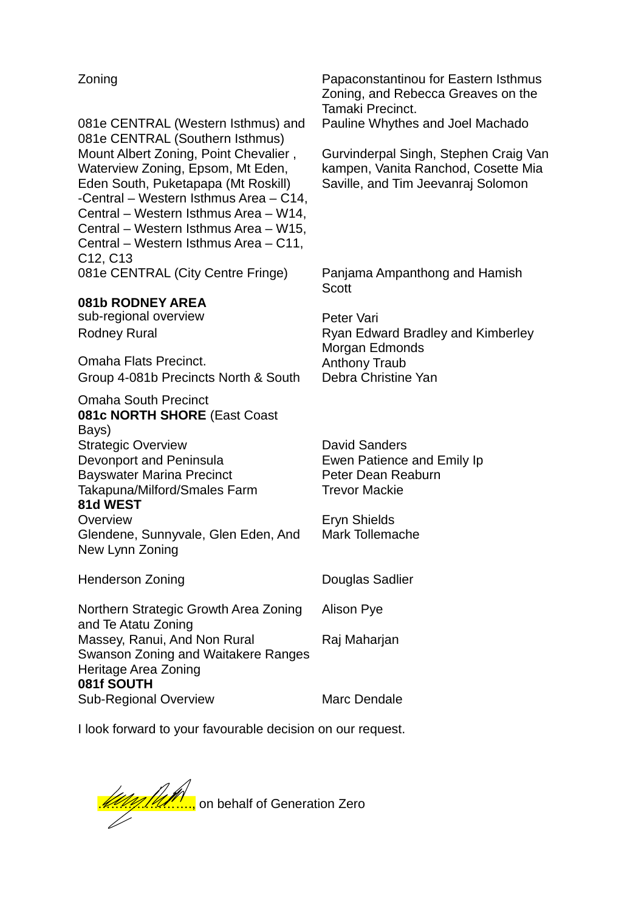| | |
|---|---|
| Zoning | Papaconstantinou for Eastern Isthmus Zoning, and Rebecca Greaves on the Tamaki Precinct. |
| 081e CENTRAL (Western Isthmus) and 081e CENTRAL (Southern Isthmus) | Pauline Whythes and Joel Machado |
| Mount Albert Zoning, Point Chevalier , Waterview Zoning, Epsom, Mt Eden, Eden South, Puketapapa (Mt Roskill) -Central – Western Isthmus Area – C14, Central – Western Isthmus Area – W14, Central – Western Isthmus Area – W15, Central – Western Isthmus Area – C11, C12, C13 | Gurvinderpal Singh, Stephen Craig Van kampen, Vanita Ranchod, Cosette Mia Saville, and Tim Jeevanraj Solomon |
| 081e CENTRAL (City Centre Fringe) | Panjama Ampanthong and Hamish Scott |
| **081b RODNEY AREA** | |
| sub-regional overview | Peter Vari |
| Rodney Rural | Ryan Edward Bradley and Kimberley Morgan Edmonds |
| Omaha Flats Precinct. | Anthony Traub |
| Group 4-081b Precincts North & South | Debra Christine Yan |
| Omaha South Precinct | |
| **081c NORTH SHORE** (East Coast Bays) | |
| Strategic Overview | David Sanders |
| Devonport and Peninsula | Ewen Patience and Emily Ip |
| Bayswater Marina Precinct | Peter Dean Reaburn |
| Takapuna/Milford/Smales Farm | Trevor Mackie |
| **81d WEST** | |
| Overview | Eryn Shields |
| Glendene, Sunnyvale, Glen Eden, And New Lynn Zoning | Mark Tollemache |
| Henderson Zoning | Douglas Sadlier |
| Northern Strategic Growth Area Zoning and Te Atatu Zoning | Alison Pye |
| Massey, Ranui, And Non Rural Swanson Zoning and Waitakere Ranges Heritage Area Zoning | Raj Maharjan |
| **081f SOUTH** | |
| Sub-Regional Overview | Marc Dendale |

I look forward to your favourable decision on our request.

.................., on behalf of Generation Zero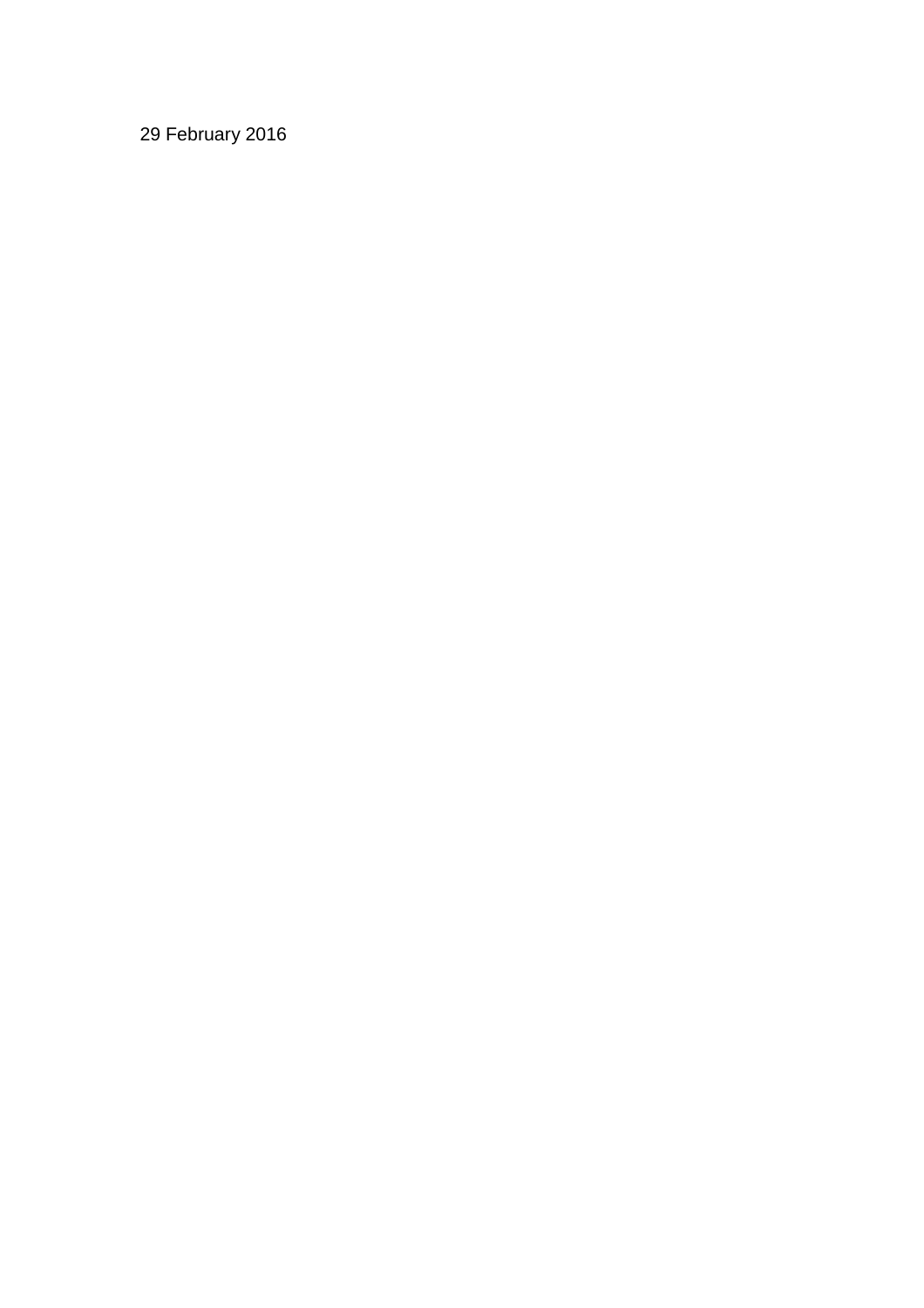29 February 2016